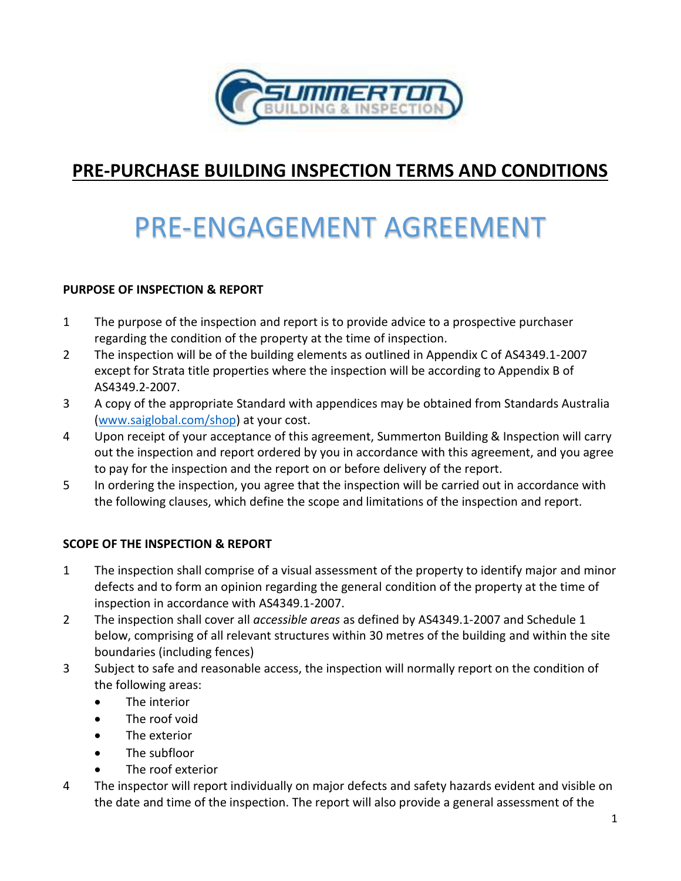# PRE-PURCHASE BUILDING INSPECTION TERMS AND CONDITIONS

# PRE-ENGAGEMENT AGREEMENT

**PURPOSE OF INSPECTION & REPORT**

1. The purpose of the inspection and report is to provide advice to a prospective purchaser regarding the condition of the property at the time of inspection.
2. The inspection will be of the building elements as outlined in Appendix C of AS4349.1-2007 except for Strata title properties where the inspection will be according to Appendix B of AS4349.2-2007.
3. A copy of the appropriate Standard with appendices may be obtained from Standards Australia (www.saiglobal.com/shop) at your cost.
4. Upon receipt of your acceptance of this agreement, Summerton Building & Inspection will carry out the inspection and report ordered by you in accordance with this agreement, and you agree to pay for the inspection and the report on or before delivery of the report.
5. In ordering the inspection, you agree that the inspection will be carried out in accordance with the following clauses, which define the scope and limitations of the inspection and report.

**SCOPE OF THE INSPECTION & REPORT**

1. The inspection shall comprise of a visual assessment of the property to identify major and minor defects and to form an opinion regarding the general condition of the property at the time of inspection in accordance with AS4349.1-2007.
2. The inspection shall cover all *accessible areas* as defined by AS4349.1-2007 and Schedule 1 below, comprising of all relevant structures within 30 metres of the building and within the site boundaries (including fences)
3. Subject to safe and reasonable access, the inspection will normally report on the condition of the following areas:
   - The interior
   - The roof void
   - The exterior
   - The subfloor
   - The roof exterior
4. The inspector will report individually on major defects and safety hazards evident and visible on the date and time of the inspection. The report will also provide a general assessment of the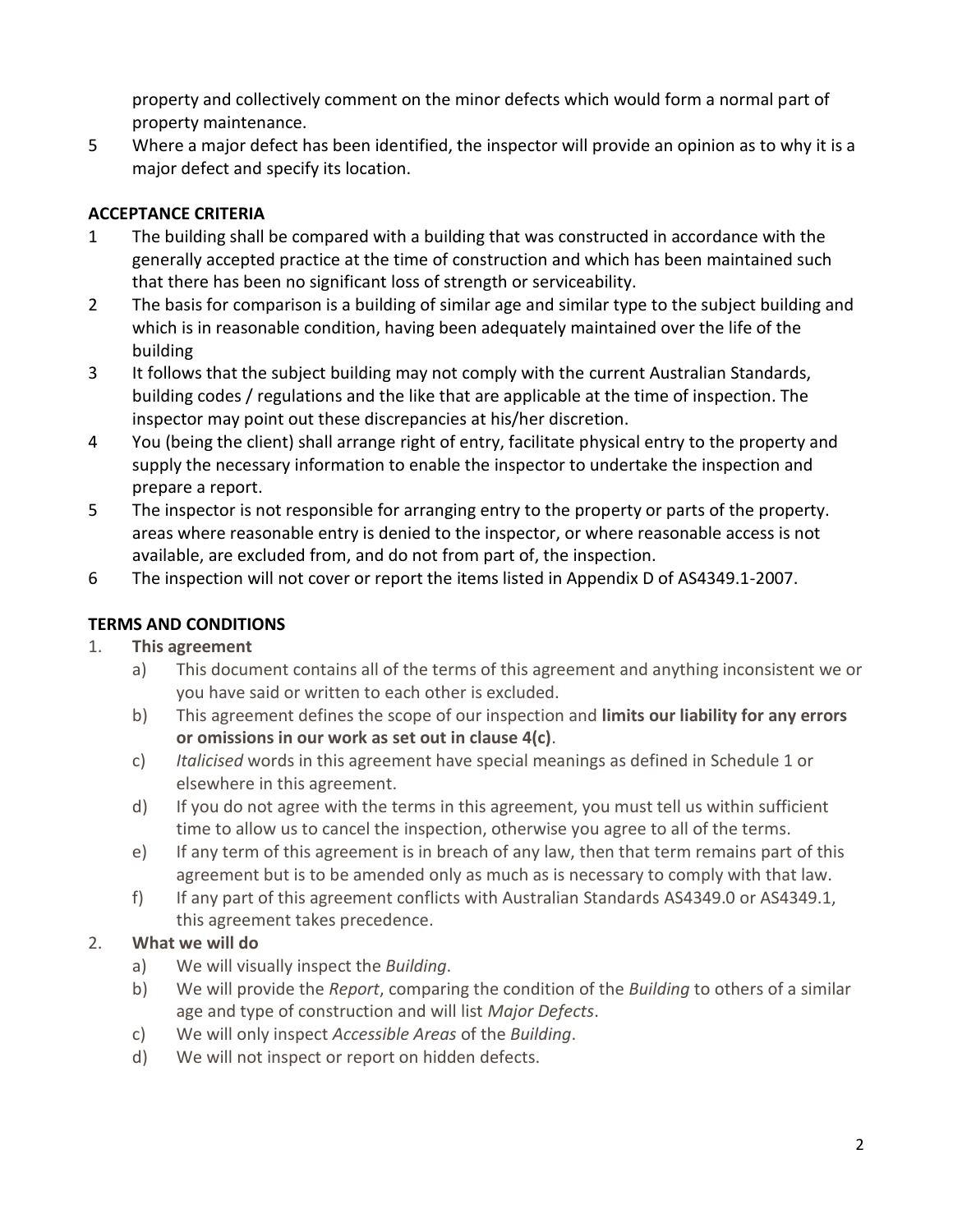property and collectively comment on the minor defects which would form a normal part of property maintenance.

5 Where a major defect has been identified, the inspector will provide an opinion as to why it is a major defect and specify its location.

**ACCEPTANCE CRITERIA**

1 The building shall be compared with a building that was constructed in accordance with the generally accepted practice at the time of construction and which has been maintained such that there has been no significant loss of strength or serviceability.

2 The basis for comparison is a building of similar age and similar type to the subject building and which is in reasonable condition, having been adequately maintained over the life of the building

3 It follows that the subject building may not comply with the current Australian Standards, building codes / regulations and the like that are applicable at the time of inspection. The inspector may point out these discrepancies at his/her discretion.

4 You (being the client) shall arrange right of entry, facilitate physical entry to the property and supply the necessary information to enable the inspector to undertake the inspection and prepare a report.

5 The inspector is not responsible for arranging entry to the property or parts of the property. areas where reasonable entry is denied to the inspector, or where reasonable access is not available, are excluded from, and do not from part of, the inspection.

6 The inspection will not cover or report the items listed in Appendix D of AS4349.1-2007.

**TERMS AND CONDITIONS**

1. **This agreement**
   a) This document contains all of the terms of this agreement and anything inconsistent we or you have said or written to each other is excluded.
   b) This agreement defines the scope of our inspection and **limits our liability for any errors or omissions in our work as set out in clause 4(c)**.
   c) *Italicised* words in this agreement have special meanings as defined in Schedule 1 or elsewhere in this agreement.
   d) If you do not agree with the terms in this agreement, you must tell us within sufficient time to allow us to cancel the inspection, otherwise you agree to all of the terms.
   e) If any term of this agreement is in breach of any law, then that term remains part of this agreement but is to be amended only as much as is necessary to comply with that law.
   f) If any part of this agreement conflicts with Australian Standards AS4349.0 or AS4349.1, this agreement takes precedence.
2. **What we will do**
   a) We will visually inspect the *Building*.
   b) We will provide the *Report*, comparing the condition of the *Building* to others of a similar age and type of construction and will list *Major Defects*.
   c) We will only inspect *Accessible Areas* of the *Building*.
   d) We will not inspect or report on hidden defects.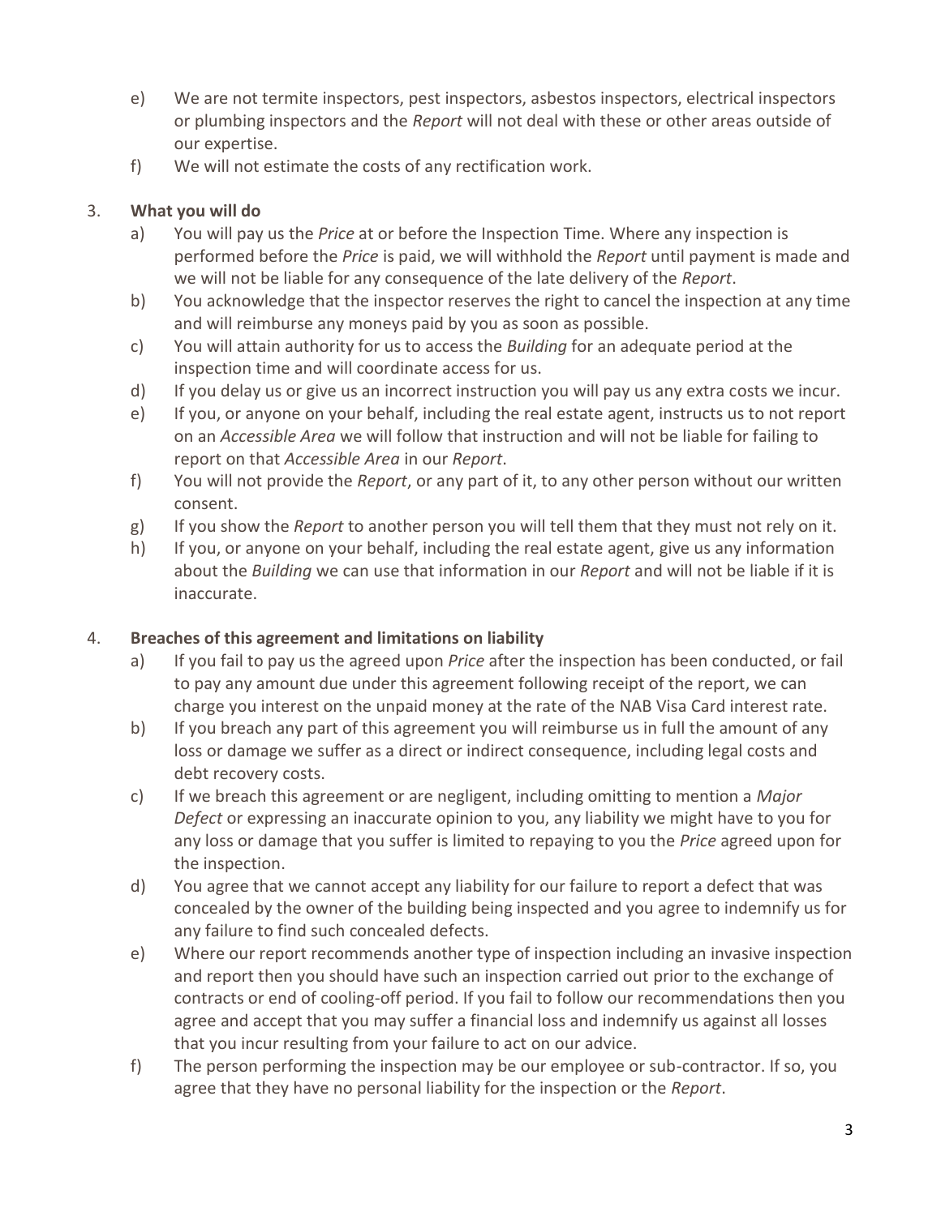e) We are not termite inspectors, pest inspectors, asbestos inspectors, electrical inspectors or plumbing inspectors and the *Report* will not deal with these or other areas outside of our expertise.

f) We will not estimate the costs of any rectification work.

3. **What you will do**

a) You will pay us the *Price* at or before the Inspection Time. Where any inspection is performed before the *Price* is paid, we will withhold the *Report* until payment is made and we will not be liable for any consequence of the late delivery of the *Report*.

b) You acknowledge that the inspector reserves the right to cancel the inspection at any time and will reimburse any moneys paid by you as soon as possible.

c) You will attain authority for us to access the *Building* for an adequate period at the inspection time and will coordinate access for us.

d) If you delay us or give us an incorrect instruction you will pay us any extra costs we incur.

e) If you, or anyone on your behalf, including the real estate agent, instructs us to not report on an *Accessible Area* we will follow that instruction and will not be liable for failing to report on that *Accessible Area* in our *Report*.

f) You will not provide the *Report*, or any part of it, to any other person without our written consent.

g) If you show the *Report* to another person you will tell them that they must not rely on it.

h) If you, or anyone on your behalf, including the real estate agent, give us any information about the *Building* we can use that information in our *Report* and will not be liable if it is inaccurate.

4. **Breaches of this agreement and limitations on liability**

a) If you fail to pay us the agreed upon *Price* after the inspection has been conducted, or fail to pay any amount due under this agreement following receipt of the report, we can charge you interest on the unpaid money at the rate of the NAB Visa Card interest rate.

b) If you breach any part of this agreement you will reimburse us in full the amount of any loss or damage we suffer as a direct or indirect consequence, including legal costs and debt recovery costs.

c) If we breach this agreement or are negligent, including omitting to mention a *Major Defect* or expressing an inaccurate opinion to you, any liability we might have to you for any loss or damage that you suffer is limited to repaying to you the *Price* agreed upon for the inspection.

d) You agree that we cannot accept any liability for our failure to report a defect that was concealed by the owner of the building being inspected and you agree to indemnify us for any failure to find such concealed defects.

e) Where our report recommends another type of inspection including an invasive inspection and report then you should have such an inspection carried out prior to the exchange of contracts or end of cooling-off period. If you fail to follow our recommendations then you agree and accept that you may suffer a financial loss and indemnify us against all losses that you incur resulting from your failure to act on our advice.

f) The person performing the inspection may be our employee or sub-contractor. If so, you agree that they have no personal liability for the inspection or the *Report*.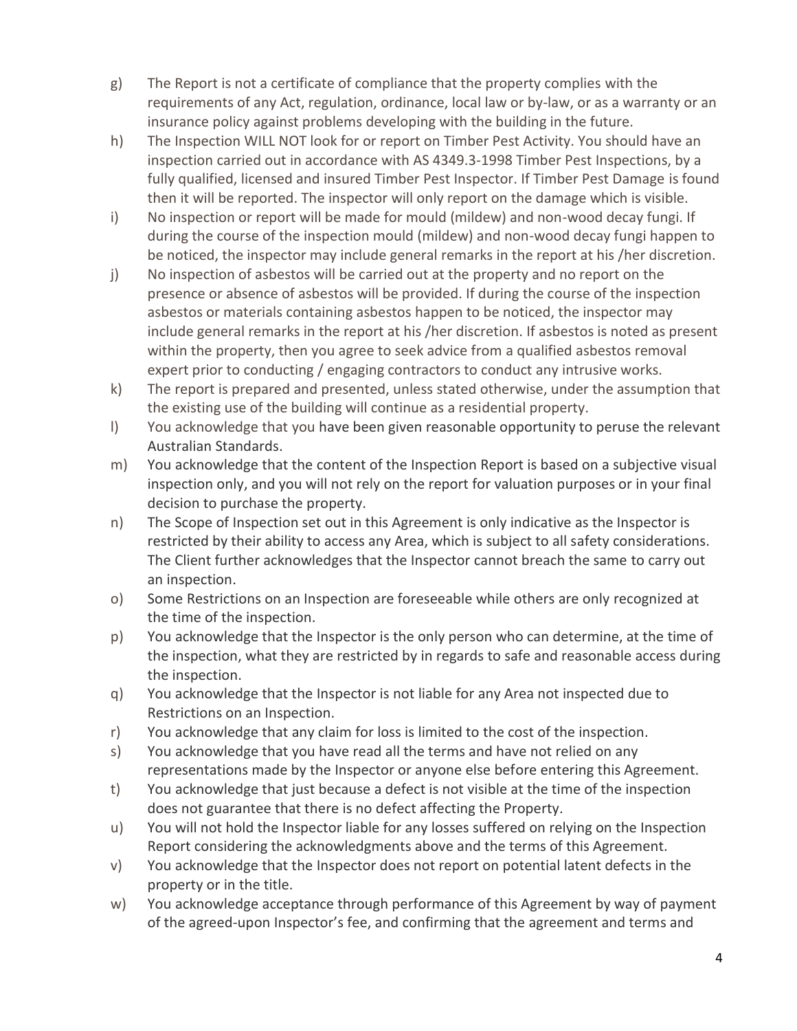g) The Report is not a certificate of compliance that the property complies with the requirements of any Act, regulation, ordinance, local law or by-law, or as a warranty or an insurance policy against problems developing with the building in the future.

h) The Inspection WILL NOT look for or report on Timber Pest Activity. You should have an inspection carried out in accordance with AS 4349.3-1998 Timber Pest Inspections, by a fully qualified, licensed and insured Timber Pest Inspector. If Timber Pest Damage is found then it will be reported. The inspector will only report on the damage which is visible.

i) No inspection or report will be made for mould (mildew) and non-wood decay fungi. If during the course of the inspection mould (mildew) and non-wood decay fungi happen to be noticed, the inspector may include general remarks in the report at his /her discretion.

j) No inspection of asbestos will be carried out at the property and no report on the presence or absence of asbestos will be provided. If during the course of the inspection asbestos or materials containing asbestos happen to be noticed, the inspector may include general remarks in the report at his /her discretion. If asbestos is noted as present within the property, then you agree to seek advice from a qualified asbestos removal expert prior to conducting / engaging contractors to conduct any intrusive works.

k) The report is prepared and presented, unless stated otherwise, under the assumption that the existing use of the building will continue as a residential property.

l) You acknowledge that you have been given reasonable opportunity to peruse the relevant Australian Standards.

m) You acknowledge that the content of the Inspection Report is based on a subjective visual inspection only, and you will not rely on the report for valuation purposes or in your final decision to purchase the property.

n) The Scope of Inspection set out in this Agreement is only indicative as the Inspector is restricted by their ability to access any Area, which is subject to all safety considerations. The Client further acknowledges that the Inspector cannot breach the same to carry out an inspection.

o) Some Restrictions on an Inspection are foreseeable while others are only recognized at the time of the inspection.

p) You acknowledge that the Inspector is the only person who can determine, at the time of the inspection, what they are restricted by in regards to safe and reasonable access during the inspection.

q) You acknowledge that the Inspector is not liable for any Area not inspected due to Restrictions on an Inspection.

r) You acknowledge that any claim for loss is limited to the cost of the inspection.

s) You acknowledge that you have read all the terms and have not relied on any representations made by the Inspector or anyone else before entering this Agreement.

t) You acknowledge that just because a defect is not visible at the time of the inspection does not guarantee that there is no defect affecting the Property.

u) You will not hold the Inspector liable for any losses suffered on relying on the Inspection Report considering the acknowledgments above and the terms of this Agreement.

v) You acknowledge that the Inspector does not report on potential latent defects in the property or in the title.

w) You acknowledge acceptance through performance of this Agreement by way of payment of the agreed-upon Inspector's fee, and confirming that the agreement and terms and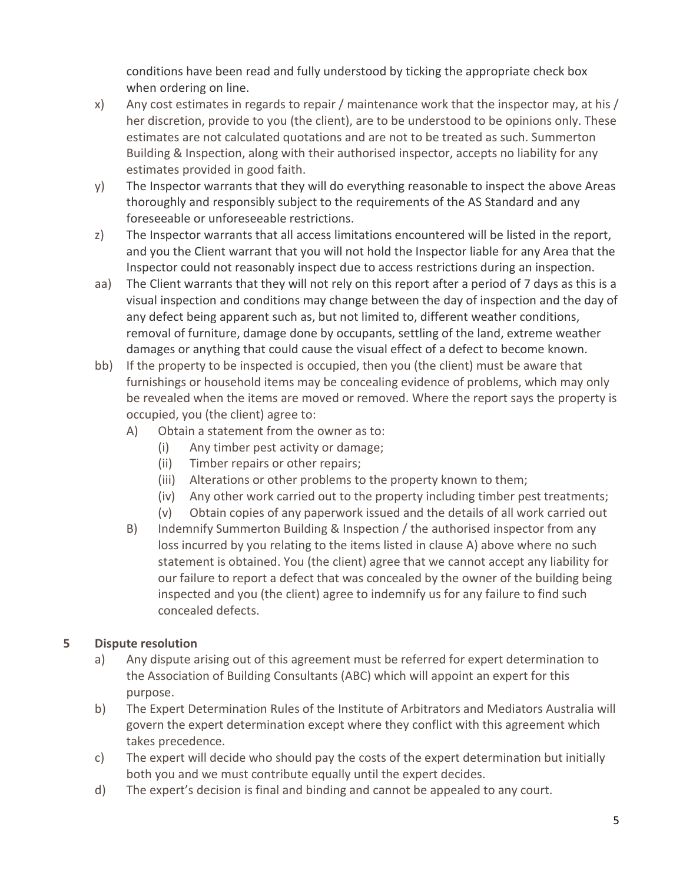conditions have been read and fully understood by ticking the appropriate check box when ordering on line.

x) Any cost estimates in regards to repair / maintenance work that the inspector may, at his / her discretion, provide to you (the client), are to be understood to be opinions only. These estimates are not calculated quotations and are not to be treated as such. Summerton Building & Inspection, along with their authorised inspector, accepts no liability for any estimates provided in good faith.

y) The Inspector warrants that they will do everything reasonable to inspect the above Areas thoroughly and responsibly subject to the requirements of the AS Standard and any foreseeable or unforeseeable restrictions.

z) The Inspector warrants that all access limitations encountered will be listed in the report, and you the Client warrant that you will not hold the Inspector liable for any Area that the Inspector could not reasonably inspect due to access restrictions during an inspection.

aa) The Client warrants that they will not rely on this report after a period of 7 days as this is a visual inspection and conditions may change between the day of inspection and the day of any defect being apparent such as, but not limited to, different weather conditions, removal of furniture, damage done by occupants, settling of the land, extreme weather damages or anything that could cause the visual effect of a defect to become known.

bb) If the property to be inspected is occupied, then you (the client) must be aware that furnishings or household items may be concealing evidence of problems, which may only be revealed when the items are moved or removed. Where the report says the property is occupied, you (the client) agree to:

   A) Obtain a statement from the owner as to:
      (i) Any timber pest activity or damage;
      (ii) Timber repairs or other repairs;
      (iii) Alterations or other problems to the property known to them;
      (iv) Any other work carried out to the property including timber pest treatments;
      (v) Obtain copies of any paperwork issued and the details of all work carried out

   B) Indemnify Summerton Building & Inspection / the authorised inspector from any loss incurred by you relating to the items listed in clause A) above where no such statement is obtained. You (the client) agree that we cannot accept any liability for our failure to report a defect that was concealed by the owner of the building being inspected and you (the client) agree to indemnify us for any failure to find such concealed defects.

## 5 Dispute resolution

a) Any dispute arising out of this agreement must be referred for expert determination to the Association of Building Consultants (ABC) which will appoint an expert for this purpose.

b) The Expert Determination Rules of the Institute of Arbitrators and Mediators Australia will govern the expert determination except where they conflict with this agreement which takes precedence.

c) The expert will decide who should pay the costs of the expert determination but initially both you and we must contribute equally until the expert decides.

d) The expert's decision is final and binding and cannot be appealed to any court.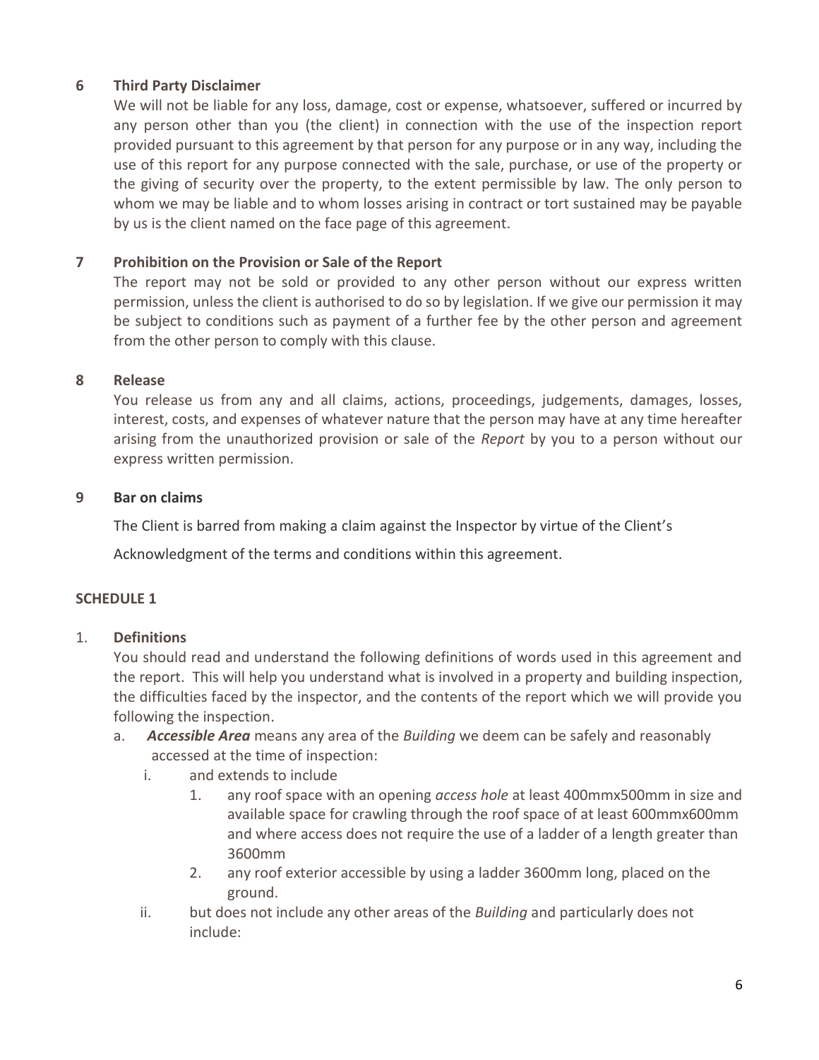## 6 Third Party Disclaimer

We will not be liable for any loss, damage, cost or expense, whatsoever, suffered or incurred by any person other than you (the client) in connection with the use of the inspection report provided pursuant to this agreement by that person for any purpose or in any way, including the use of this report for any purpose connected with the sale, purchase, or use of the property or the giving of security over the property, to the extent permissible by law. The only person to whom we may be liable and to whom losses arising in contract or tort sustained may be payable by us is the client named on the face page of this agreement.

## 7 Prohibition on the Provision or Sale of the Report

The report may not be sold or provided to any other person without our express written permission, unless the client is authorised to do so by legislation. If we give our permission it may be subject to conditions such as payment of a further fee by the other person and agreement from the other person to comply with this clause.

## 8 Release

You release us from any and all claims, actions, proceedings, judgements, damages, losses, interest, costs, and expenses of whatever nature that the person may have at any time hereafter arising from the unauthorized provision or sale of the *Report* by you to a person without our express written permission.

## 9 Bar on claims

The Client is barred from making a claim against the Inspector by virtue of the Client's

Acknowledgment of the terms and conditions within this agreement.

## SCHEDULE 1

1. **Definitions**

   You should read and understand the following definitions of words used in this agreement and the report. This will help you understand what is involved in a property and building inspection, the difficulties faced by the inspector, and the contents of the report which we will provide you following the inspection.

   a. ***Accessible Area*** means any area of the *Building* we deem can be safely and reasonably accessed at the time of inspection:

      i. and extends to include

         1. any roof space with an opening *access hole* at least 400mmx500mm in size and available space for crawling through the roof space of at least 600mmx600mm and where access does not require the use of a ladder of a length greater than 3600mm
         2. any roof exterior accessible by using a ladder 3600mm long, placed on the ground.

      ii. but does not include any other areas of the *Building* and particularly does not include: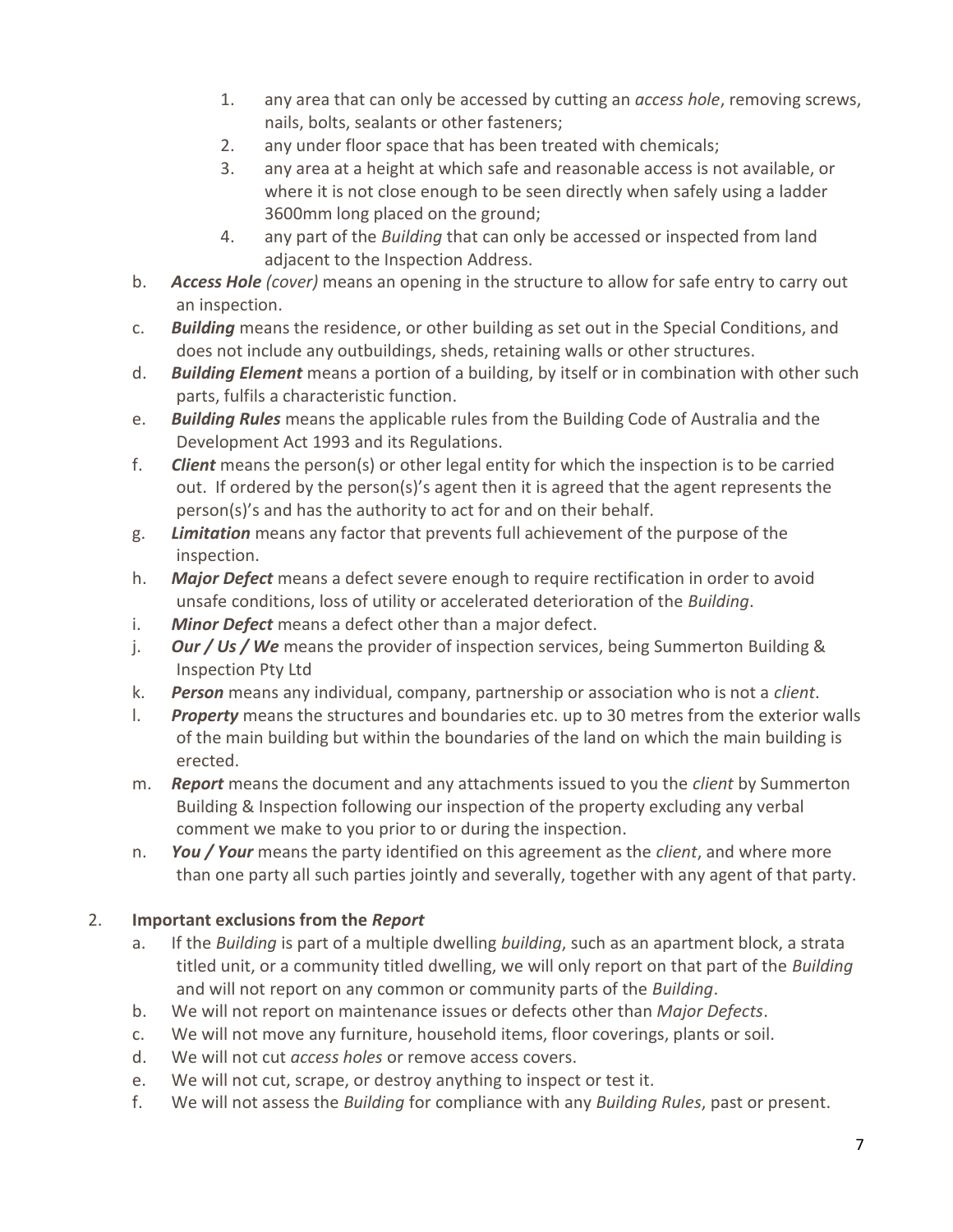1. any area that can only be accessed by cutting an *access hole*, removing screws, nails, bolts, sealants or other fasteners;
2. any under floor space that has been treated with chemicals;
3. any area at a height at which safe and reasonable access is not available, or where it is not close enough to be seen directly when safely using a ladder 3600mm long placed on the ground;
4. any part of the *Building* that can only be accessed or inspected from land adjacent to the Inspection Address.

b. ***Access Hole*** *(cover)* means an opening in the structure to allow for safe entry to carry out an inspection.

c. ***Building*** means the residence, or other building as set out in the Special Conditions, and does not include any outbuildings, sheds, retaining walls or other structures.

d. ***Building Element*** means a portion of a building, by itself or in combination with other such parts, fulfils a characteristic function.

e. ***Building Rules*** means the applicable rules from the Building Code of Australia and the Development Act 1993 and its Regulations.

f. ***Client*** means the person(s) or other legal entity for which the inspection is to be carried out. If ordered by the person(s)'s agent then it is agreed that the agent represents the person(s)'s and has the authority to act for and on their behalf.

g. ***Limitation*** means any factor that prevents full achievement of the purpose of the inspection.

h. ***Major Defect*** means a defect severe enough to require rectification in order to avoid unsafe conditions, loss of utility or accelerated deterioration of the *Building*.

i. ***Minor Defect*** means a defect other than a major defect.

j. ***Our / Us / We*** means the provider of inspection services, being Summerton Building & Inspection Pty Ltd

k. ***Person*** means any individual, company, partnership or association who is not a *client*.

l. ***Property*** means the structures and boundaries etc. up to 30 metres from the exterior walls of the main building but within the boundaries of the land on which the main building is erected.

m. ***Report*** means the document and any attachments issued to you the *client* by Summerton Building & Inspection following our inspection of the property excluding any verbal comment we make to you prior to or during the inspection.

n. ***You / Your*** means the party identified on this agreement as the *client*, and where more than one party all such parties jointly and severally, together with any agent of that party.

2. **Important exclusions from the *Report***

   a. If the *Building* is part of a multiple dwelling *building*, such as an apartment block, a strata titled unit, or a community titled dwelling, we will only report on that part of the *Building* and will not report on any common or community parts of the *Building*.

   b. We will not report on maintenance issues or defects other than *Major Defects*.

   c. We will not move any furniture, household items, floor coverings, plants or soil.

   d. We will not cut *access holes* or remove access covers.

   e. We will not cut, scrape, or destroy anything to inspect or test it.

   f. We will not assess the *Building* for compliance with any *Building Rules*, past or present.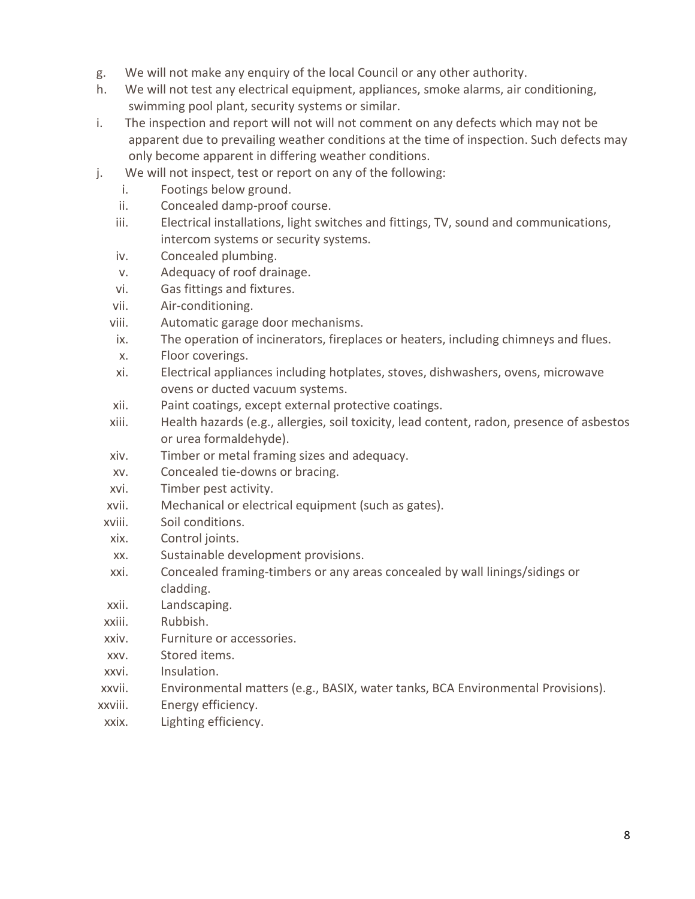g. We will not make any enquiry of the local Council or any other authority.

h. We will not test any electrical equipment, appliances, smoke alarms, air conditioning, swimming pool plant, security systems or similar.

i. The inspection and report will not will not comment on any defects which may not be apparent due to prevailing weather conditions at the time of inspection. Such defects may only become apparent in differing weather conditions.

j. We will not inspect, test or report on any of the following:

   i. Footings below ground.
   ii. Concealed damp-proof course.
   iii. Electrical installations, light switches and fittings, TV, sound and communications, intercom systems or security systems.
   iv. Concealed plumbing.
   v. Adequacy of roof drainage.
   vi. Gas fittings and fixtures.
   vii. Air-conditioning.
   viii. Automatic garage door mechanisms.
   ix. The operation of incinerators, fireplaces or heaters, including chimneys and flues.
   x. Floor coverings.
   xi. Electrical appliances including hotplates, stoves, dishwashers, ovens, microwave ovens or ducted vacuum systems.
   xii. Paint coatings, except external protective coatings.
   xiii. Health hazards (e.g., allergies, soil toxicity, lead content, radon, presence of asbestos or urea formaldehyde).
   xiv. Timber or metal framing sizes and adequacy.
   xv. Concealed tie-downs or bracing.
   xvi. Timber pest activity.
   xvii. Mechanical or electrical equipment (such as gates).
   xviii. Soil conditions.
   xix. Control joints.
   xx. Sustainable development provisions.
   xxi. Concealed framing-timbers or any areas concealed by wall linings/sidings or cladding.
   xxii. Landscaping.
   xxiii. Rubbish.
   xxiv. Furniture or accessories.
   xxv. Stored items.
   xxvi. Insulation.
   xxvii. Environmental matters (e.g., BASIX, water tanks, BCA Environmental Provisions).
   xxviii. Energy efficiency.
   xxix. Lighting efficiency.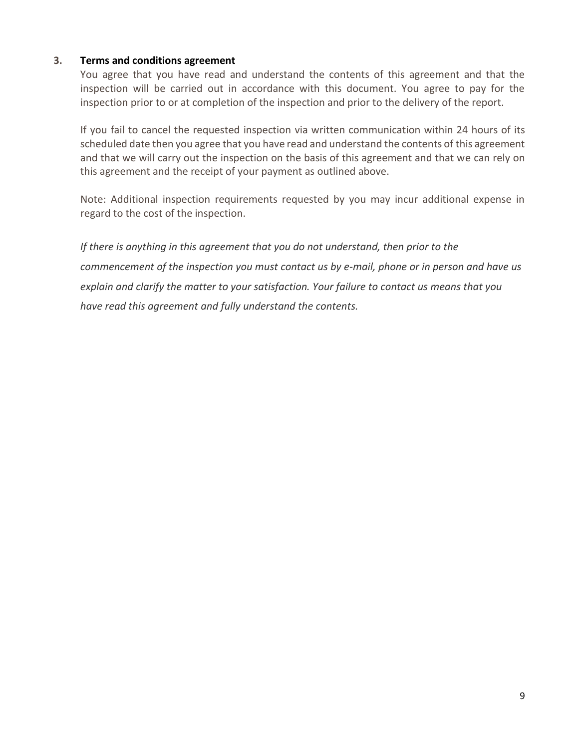### 3. Terms and conditions agreement

You agree that you have read and understand the contents of this agreement and that the inspection will be carried out in accordance with this document. You agree to pay for the inspection prior to or at completion of the inspection and prior to the delivery of the report.

If you fail to cancel the requested inspection via written communication within 24 hours of its scheduled date then you agree that you have read and understand the contents of this agreement and that we will carry out the inspection on the basis of this agreement and that we can rely on this agreement and the receipt of your payment as outlined above.

Note: Additional inspection requirements requested by you may incur additional expense in regard to the cost of the inspection.

*If there is anything in this agreement that you do not understand, then prior to the commencement of the inspection you must contact us by e-mail, phone or in person and have us explain and clarify the matter to your satisfaction. Your failure to contact us means that you have read this agreement and fully understand the contents.*